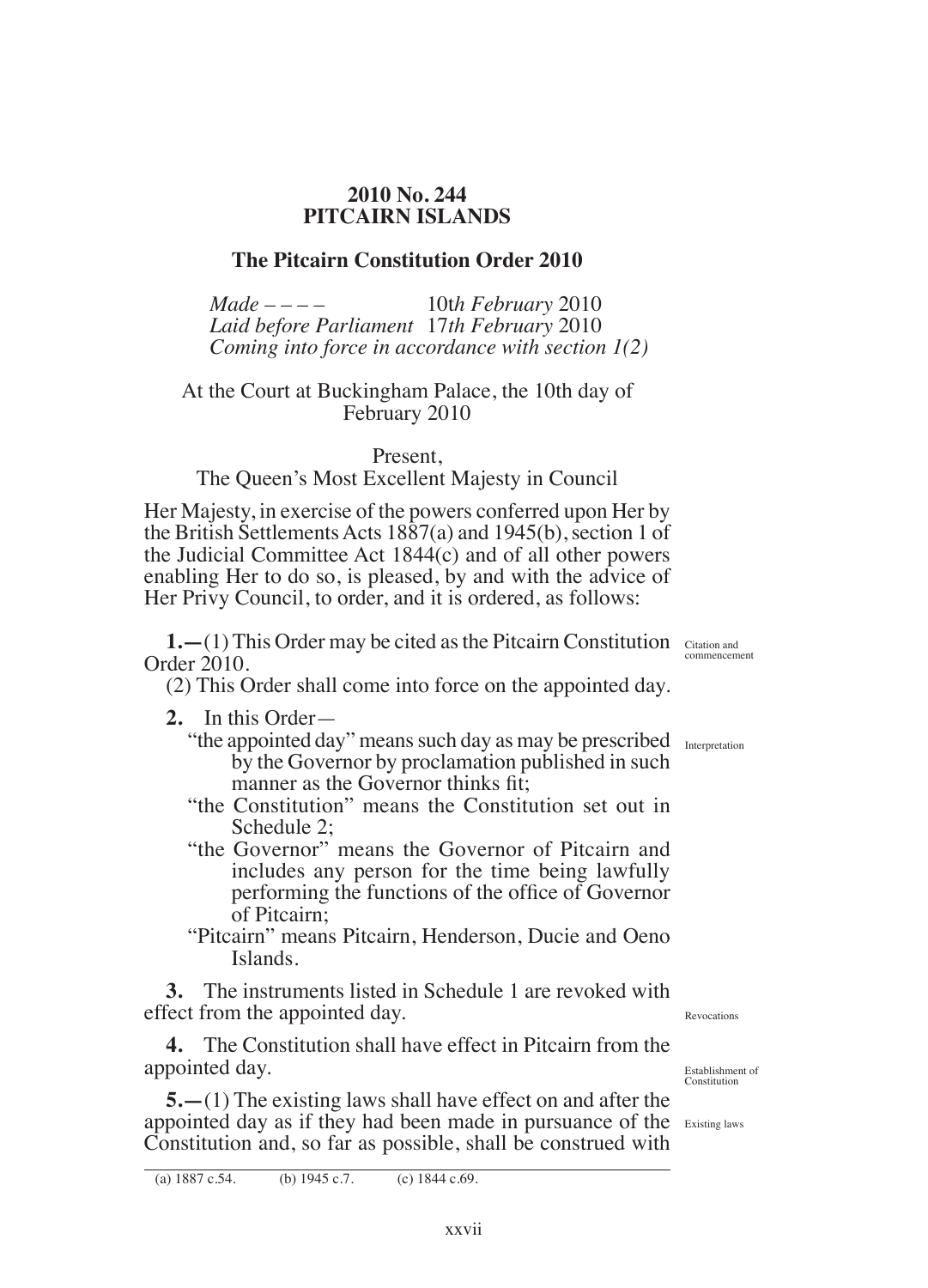# 2010 No. 244
# PITCAIRN ISLANDS

## The Pitcairn Constitution Order 2010

*Made – – – –* 10*th February* 2010
*Laid before Parliament* 17*th February* 2010
*Coming into force in accordance with section 1(2)*

At the Court at Buckingham Palace, the 10th day of February 2010

Present,
The Queen's Most Excellent Majesty in Council

Her Majesty, in exercise of the powers conferred upon Her by the British Settlements Acts 1887(a) and 1945(b), section 1 of the Judicial Committee Act 1844(c) and of all other powers enabling Her to do so, is pleased, by and with the advice of Her Privy Council, to order, and it is ordered, as follows:

Citation and commencement

**1.—**(1) This Order may be cited as the Pitcairn Constitution Order 2010.

(2) This Order shall come into force on the appointed day.

Interpretation

**2.** In this Order—

"the appointed day" means such day as may be prescribed by the Governor by proclamation published in such manner as the Governor thinks fit;

"the Constitution" means the Constitution set out in Schedule 2;

"the Governor" means the Governor of Pitcairn and includes any person for the time being lawfully performing the functions of the office of Governor of Pitcairn;

"Pitcairn" means Pitcairn, Henderson, Ducie and Oeno Islands.

Revocations

**3.** The instruments listed in Schedule 1 are revoked with effect from the appointed day.

Establishment of Constitution

**4.** The Constitution shall have effect in Pitcairn from the appointed day.

Existing laws

**5.—**(1) The existing laws shall have effect on and after the appointed day as if they had been made in pursuance of the Constitution and, so far as possible, shall be construed with

---

(a) 1887 c.54. (b) 1945 c.7. (c) 1844 c.69.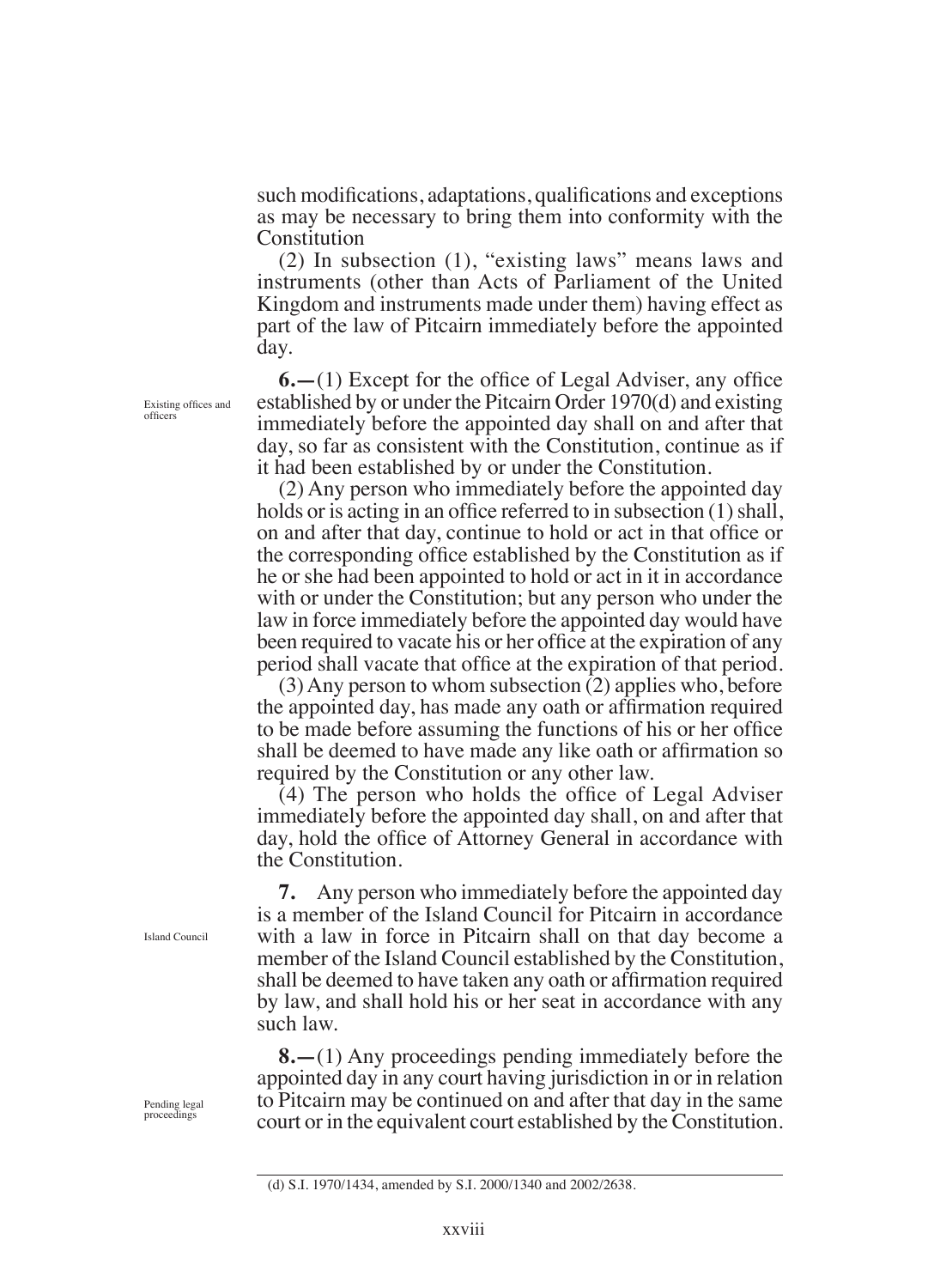such modifications, adaptations, qualifications and exceptions as may be necessary to bring them into conformity with the Constitution

(2) In subsection (1), "existing laws" means laws and instruments (other than Acts of Parliament of the United Kingdom and instruments made under them) having effect as part of the law of Pitcairn immediately before the appointed day.

Existing offices and officers

**6.—**(1) Except for the office of Legal Adviser, any office established by or under the Pitcairn Order 1970(d) and existing immediately before the appointed day shall on and after that day, so far as consistent with the Constitution, continue as if it had been established by or under the Constitution.

(2) Any person who immediately before the appointed day holds or is acting in an office referred to in subsection (1) shall, on and after that day, continue to hold or act in that office or the corresponding office established by the Constitution as if he or she had been appointed to hold or act in it in accordance with or under the Constitution; but any person who under the law in force immediately before the appointed day would have been required to vacate his or her office at the expiration of any period shall vacate that office at the expiration of that period.

(3) Any person to whom subsection (2) applies who, before the appointed day, has made any oath or affirmation required to be made before assuming the functions of his or her office shall be deemed to have made any like oath or affirmation so required by the Constitution or any other law.

(4) The person who holds the office of Legal Adviser immediately before the appointed day shall, on and after that day, hold the office of Attorney General in accordance with the Constitution.

Island Council

**7.** Any person who immediately before the appointed day is a member of the Island Council for Pitcairn in accordance with a law in force in Pitcairn shall on that day become a member of the Island Council established by the Constitution, shall be deemed to have taken any oath or affirmation required by law, and shall hold his or her seat in accordance with any such law.

Pending legal proceedings

**8.—**(1) Any proceedings pending immediately before the appointed day in any court having jurisdiction in or in relation to Pitcairn may be continued on and after that day in the same court or in the equivalent court established by the Constitution.

(d) S.I. 1970/1434, amended by S.I. 2000/1340 and 2002/2638.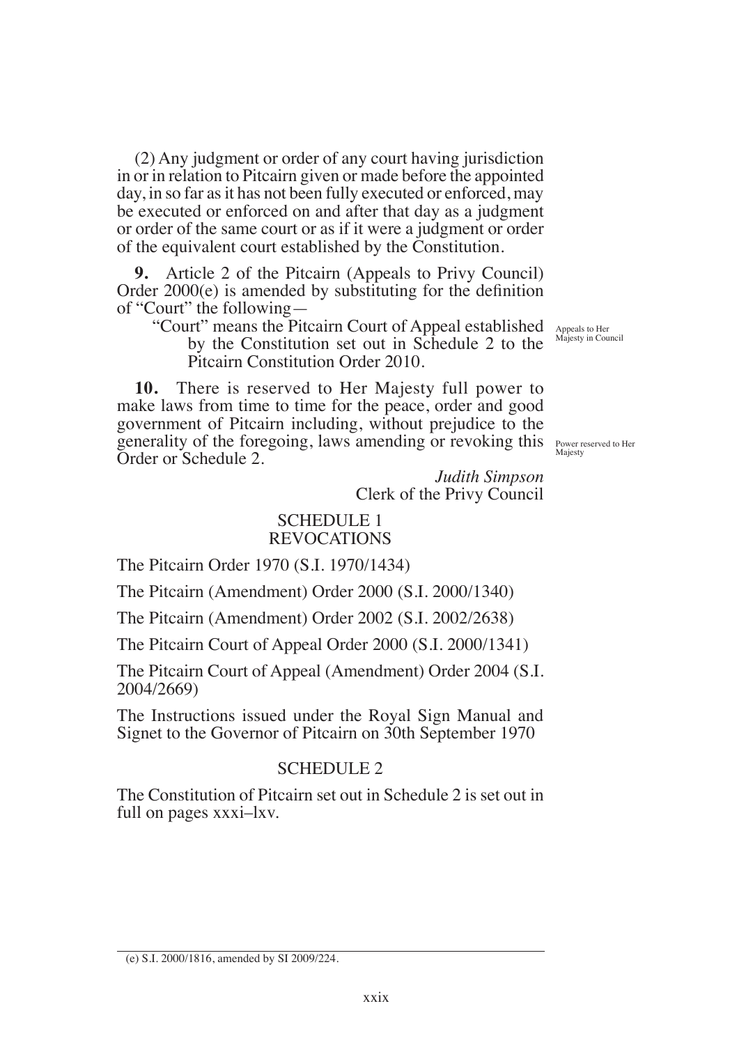(2) Any judgment or order of any court having jurisdiction in or in relation to Pitcairn given or made before the appointed day, in so far as it has not been fully executed or enforced, may be executed or enforced on and after that day as a judgment or order of the same court or as if it were a judgment or order of the equivalent court established by the Constitution.

Appeals to Her Majesty in Council

**9.** Article 2 of the Pitcairn (Appeals to Privy Council) Order 2000(e) is amended by substituting for the definition of "Court" the following—

> "Court" means the Pitcairn Court of Appeal established by the Constitution set out in Schedule 2 to the Pitcairn Constitution Order 2010.

Power reserved to Her Majesty

**10.** There is reserved to Her Majesty full power to make laws from time to time for the peace, order and good government of Pitcairn including, without prejudice to the generality of the foregoing, laws amending or revoking this Order or Schedule 2.

*Judith Simpson*
Clerk of the Privy Council

## SCHEDULE 1
## REVOCATIONS

The Pitcairn Order 1970 (S.I. 1970/1434)

The Pitcairn (Amendment) Order 2000 (S.I. 2000/1340)

The Pitcairn (Amendment) Order 2002 (S.I. 2002/2638)

The Pitcairn Court of Appeal Order 2000 (S.I. 2000/1341)

The Pitcairn Court of Appeal (Amendment) Order 2004 (S.I. 2004/2669)

The Instructions issued under the Royal Sign Manual and Signet to the Governor of Pitcairn on 30th September 1970

## SCHEDULE 2

The Constitution of Pitcairn set out in Schedule 2 is set out in full on pages xxxi–lxv.

(e) S.I. 2000/1816, amended by SI 2009/224.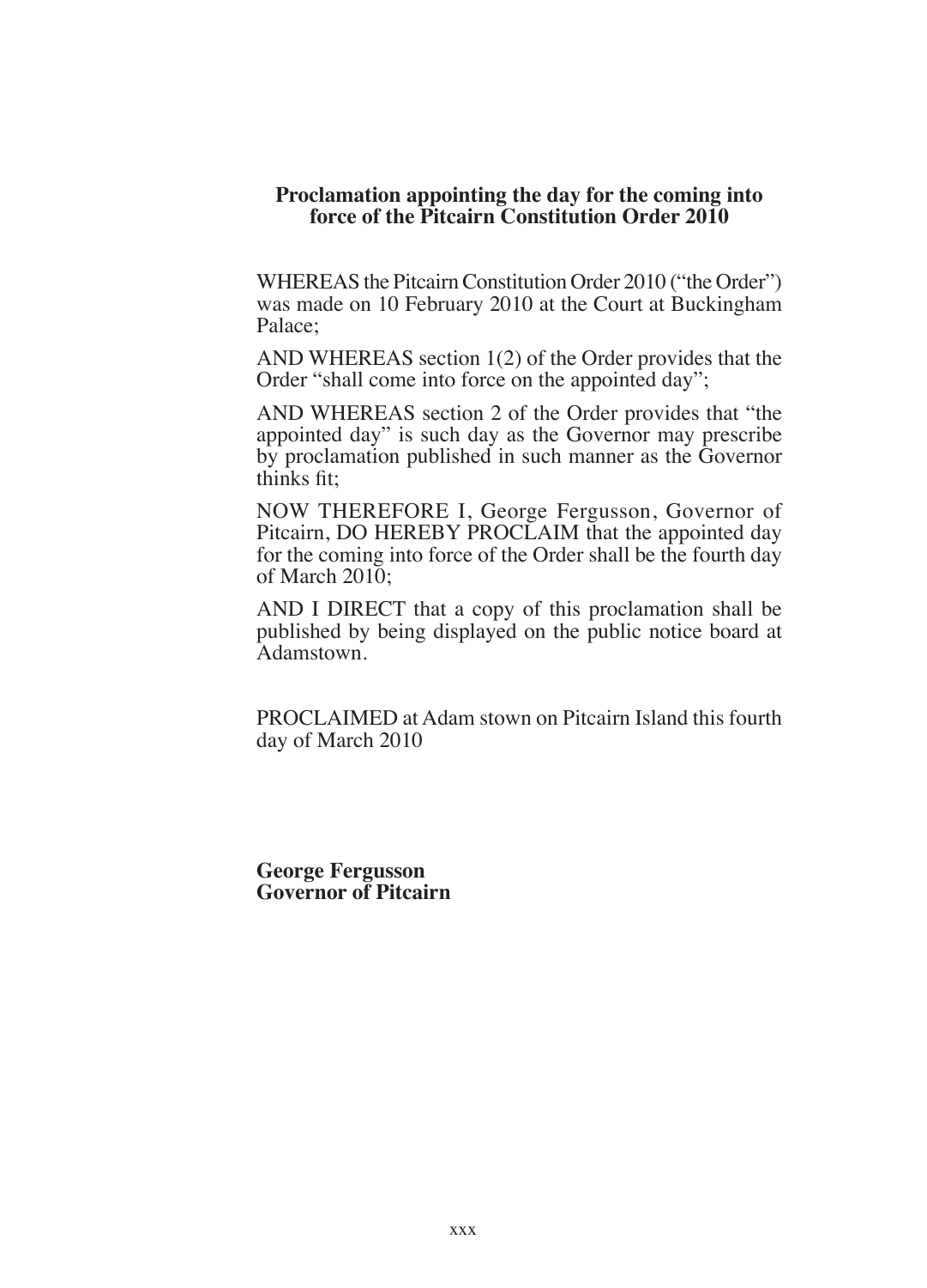**Proclamation appointing the day for the coming into force of the Pitcairn Constitution Order 2010**

WHEREAS the Pitcairn Constitution Order 2010 ("the Order") was made on 10 February 2010 at the Court at Buckingham Palace;

AND WHEREAS section 1(2) of the Order provides that the Order "shall come into force on the appointed day";

AND WHEREAS section 2 of the Order provides that "the appointed day" is such day as the Governor may prescribe by proclamation published in such manner as the Governor thinks fit;

NOW THEREFORE I, George Fergusson, Governor of Pitcairn, DO HEREBY PROCLAIM that the appointed day for the coming into force of the Order shall be the fourth day of March 2010;

AND I DIRECT that a copy of this proclamation shall be published by being displayed on the public notice board at Adamstown.

PROCLAIMED at Adam stown on Pitcairn Island this fourth day of March 2010

**George Fergusson**
**Governor of Pitcairn**